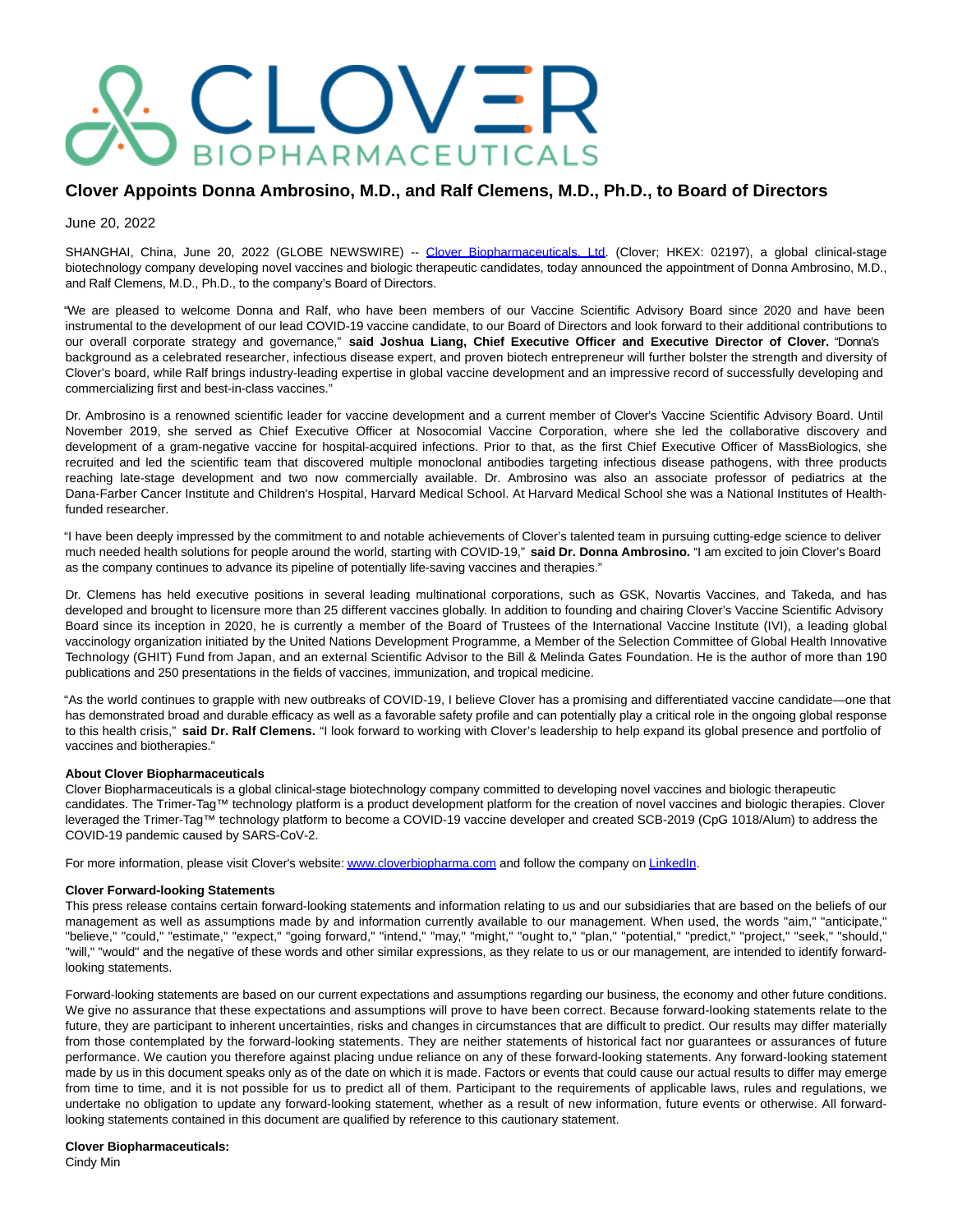# Clover Appoints Donna Ambrosino, M.D., and Ralf Clemens, M.D., Ph.D., to Board of Directors

June 20, 2022

SHANGHAI, China, June 20, 2022 (GLOBE NEWSWIRE) -- Clover Biopharmaceuticals, Ltd. (Clover; HKEX: 02197), a global clinical-stage biotechnology company developing novel vaccines and biologic therapeutic candidates, today announced the appointment of Donna Ambrosino, M.D., and Ralf Clemens, M.D., Ph.D., to the company's Board of Directors.

"We are pleased to welcome Donna and Ralf, who have been members of our Vaccine Scientific Advisory Board since 2020 and have been instrumental to the development of our lead COVID-19 vaccine candidate, to our Board of Directors and look forward to their additional contributions to our overall corporate strategy and governance," **said Joshua Liang, Chief Executive Officer and Executive Director of Clover.** "Donna's background as a celebrated researcher, infectious disease expert, and proven biotech entrepreneur will further bolster the strength and diversity of Clover's board, while Ralf brings industry-leading expertise in global vaccine development and an impressive record of successfully developing and commercializing first and best-in-class vaccines."

Dr. Ambrosino is a renowned scientific leader for vaccine development and a current member of Clover's Vaccine Scientific Advisory Board. Until November 2019, she served as Chief Executive Officer at Nosocomial Vaccine Corporation, where she led the collaborative discovery and development of a gram-negative vaccine for hospital-acquired infections. Prior to that, as the first Chief Executive Officer of MassBiologics, she recruited and led the scientific team that discovered multiple monoclonal antibodies targeting infectious disease pathogens, with three products reaching late-stage development and two now commercially available. Dr. Ambrosino was also an associate professor of pediatrics at the Dana-Farber Cancer Institute and Children's Hospital, Harvard Medical School. At Harvard Medical School she was a National Institutes of Health-funded researcher.

"I have been deeply impressed by the commitment to and notable achievements of Clover's talented team in pursuing cutting-edge science to deliver much needed health solutions for people around the world, starting with COVID-19," **said Dr. Donna Ambrosino.** "I am excited to join Clover's Board as the company continues to advance its pipeline of potentially life-saving vaccines and therapies."

Dr. Clemens has held executive positions in several leading multinational corporations, such as GSK, Novartis Vaccines, and Takeda, and has developed and brought to licensure more than 25 different vaccines globally. In addition to founding and chairing Clover's Vaccine Scientific Advisory Board since its inception in 2020, he is currently a member of the Board of Trustees of the International Vaccine Institute (IVI), a leading global vaccinology organization initiated by the United Nations Development Programme, a Member of the Selection Committee of Global Health Innovative Technology (GHIT) Fund from Japan, and an external Scientific Advisor to the Bill & Melinda Gates Foundation. He is the author of more than 190 publications and 250 presentations in the fields of vaccines, immunization, and tropical medicine.

"As the world continues to grapple with new outbreaks of COVID-19, I believe Clover has a promising and differentiated vaccine candidate—one that has demonstrated broad and durable efficacy as well as a favorable safety profile and can potentially play a critical role in the ongoing global response to this health crisis," **said Dr. Ralf Clemens.** "I look forward to working with Clover's leadership to help expand its global presence and portfolio of vaccines and biotherapies."

**About Clover Biopharmaceuticals**
Clover Biopharmaceuticals is a global clinical-stage biotechnology company committed to developing novel vaccines and biologic therapeutic candidates. The Trimer-Tag™ technology platform is a product development platform for the creation of novel vaccines and biologic therapies. Clover leveraged the Trimer-Tag™ technology platform to become a COVID-19 vaccine developer and created SCB-2019 (CpG 1018/Alum) to address the COVID-19 pandemic caused by SARS-CoV-2.

For more information, please visit Clover's website: www.cloverbiopharma.com and follow the company on LinkedIn.

**Clover Forward-looking Statements**
This press release contains certain forward-looking statements and information relating to us and our subsidiaries that are based on the beliefs of our management as well as assumptions made by and information currently available to our management. When used, the words "aim," "anticipate," "believe," "could," "estimate," "expect," "going forward," "intend," "may," "might," "ought to," "plan," "potential," "predict," "project," "seek," "should," "will," "would" and the negative of these words and other similar expressions, as they relate to us or our management, are intended to identify forward-looking statements.

Forward-looking statements are based on our current expectations and assumptions regarding our business, the economy and other future conditions. We give no assurance that these expectations and assumptions will prove to have been correct. Because forward-looking statements relate to the future, they are participant to inherent uncertainties, risks and changes in circumstances that are difficult to predict. Our results may differ materially from those contemplated by the forward-looking statements. They are neither statements of historical fact nor guarantees or assurances of future performance. We caution you therefore against placing undue reliance on any of these forward-looking statements. Any forward-looking statement made by us in this document speaks only as of the date on which it is made. Factors or events that could cause our actual results to differ may emerge from time to time, and it is not possible for us to predict all of them. Participant to the requirements of applicable laws, rules and regulations, we undertake no obligation to update any forward-looking statement, whether as a result of new information, future events or otherwise. All forward-looking statements contained in this document are qualified by reference to this cautionary statement.

**Clover Biopharmaceuticals:**
Cindy Min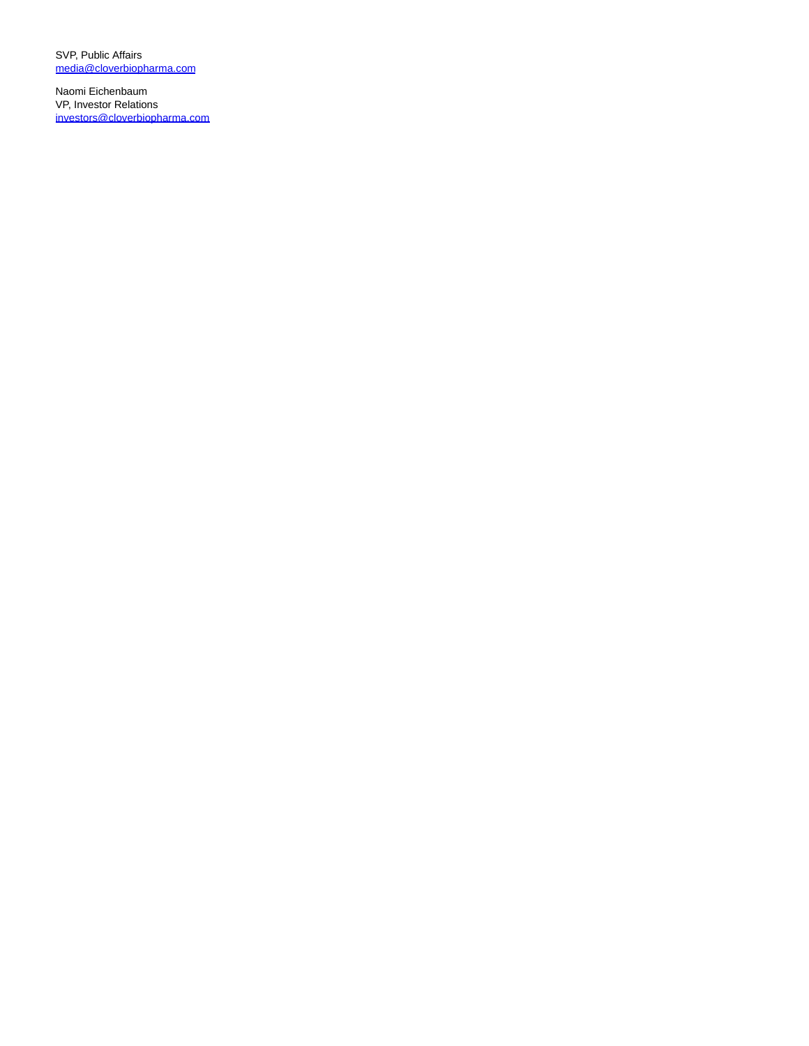SVP, Public Affairs
media@cloverbiopharma.com

Naomi Eichenbaum
VP, Investor Relations
investors@cloverbiopharma.com